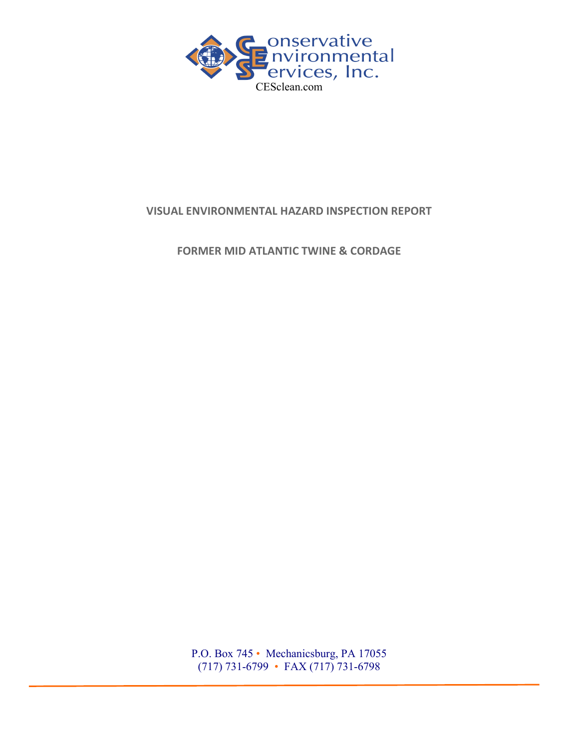Conservative Environmental Services, Inc.

CESclean.com

# VISUAL ENVIRONMENTAL HAZARD INSPECTION REPORT

## FORMER MID ATLANTIC TWINE & CORDAGE

P.O. Box 745 • Mechanicsburg, PA 17055
(717) 731-6799 • FAX (717) 731-6798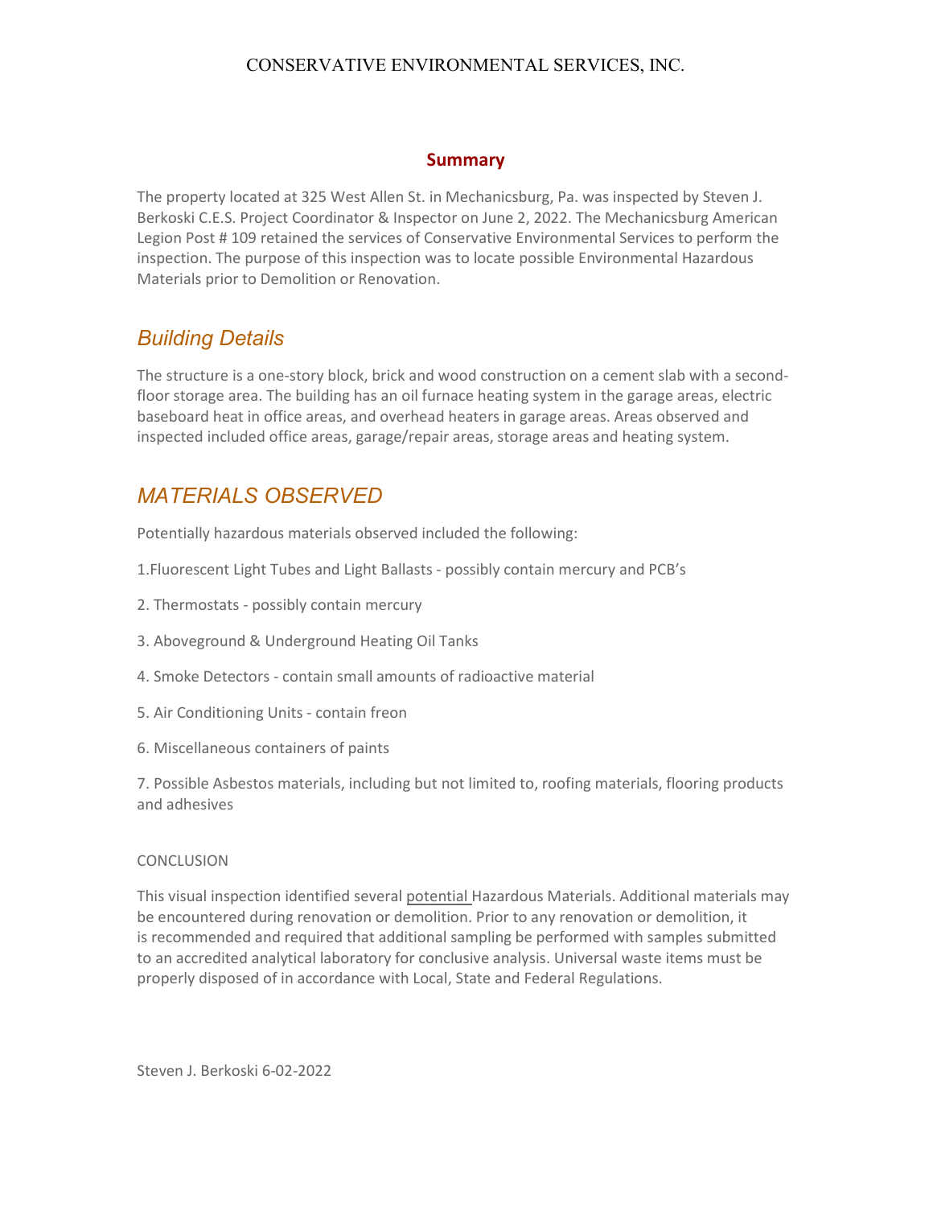CONSERVATIVE ENVIRONMENTAL SERVICES, INC.

## Summary

The property located at 325 West Allen St. in Mechanicsburg, Pa. was inspected by Steven J. Berkoski C.E.S. Project Coordinator & Inspector on June 2, 2022. The Mechanicsburg American Legion Post # 109 retained the services of Conservative Environmental Services to perform the inspection. The purpose of this inspection was to locate possible Environmental Hazardous Materials prior to Demolition or Renovation.

## *Building Details*

The structure is a one-story block, brick and wood construction on a cement slab with a second-floor storage area. The building has an oil furnace heating system in the garage areas, electric baseboard heat in office areas, and overhead heaters in garage areas. Areas observed and inspected included office areas, garage/repair areas, storage areas and heating system.

## *MATERIALS OBSERVED*

Potentially hazardous materials observed included the following:

1.Fluorescent Light Tubes and Light Ballasts - possibly contain mercury and PCB's

2. Thermostats - possibly contain mercury

3. Aboveground & Underground Heating Oil Tanks

4. Smoke Detectors - contain small amounts of radioactive material

5. Air Conditioning Units - contain freon

6. Miscellaneous containers of paints

7. Possible Asbestos materials, including but not limited to, roofing materials, flooring products and adhesives

CONCLUSION

This visual inspection identified several <u>potential</u> Hazardous Materials. Additional materials may be encountered during renovation or demolition. Prior to any renovation or demolition, it is recommended and required that additional sampling be performed with samples submitted to an accredited analytical laboratory for conclusive analysis. Universal waste items must be properly disposed of in accordance with Local, State and Federal Regulations.

Steven J. Berkoski 6-02-2022